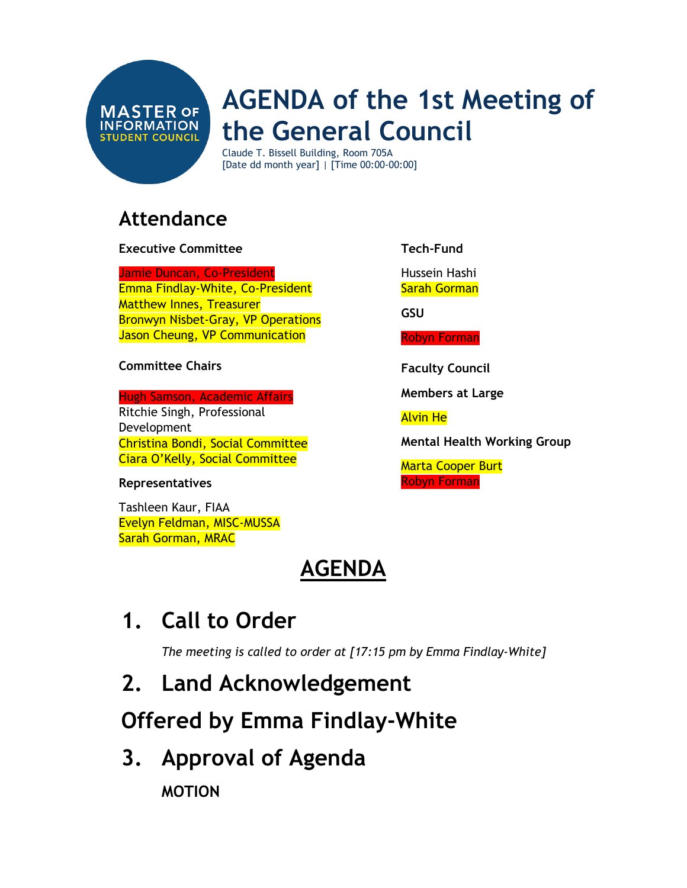# AGENDA of the 1st Meeting of the General Council

Claude T. Bissell Building, Room 705A
[Date dd month year] | [Time 00:00-00:00]

## Attendance

**Executive Committee**

Jamie Duncan, Co-President
Emma Findlay-White, Co-President
Matthew Innes, Treasurer
Bronwyn Nisbet-Gray, VP Operations
Jason Cheung, VP Communication

**Committee Chairs**

Hugh Samson, Academic Affairs
Ritchie Singh, Professional Development
Christina Bondi, Social Committee
Ciara O'Kelly, Social Committee

**Representatives**

Tashleen Kaur, FIAA
Evelyn Feldman, MISC-MUSSA
Sarah Gorman, MRAC

**Tech-Fund**

Hussein Hashi
Sarah Gorman

**GSU**

Robyn Forman

**Faculty Council**

**Members at Large**

Alvin He

**Mental Health Working Group**

Marta Cooper Burt
Robyn Forman

## AGENDA

# 1. Call to Order

*The meeting is called to order at [17:15 pm by Emma Findlay-White]*

# 2. Land Acknowledgement

# Offered by Emma Findlay-White

# 3. Approval of Agenda

**MOTION**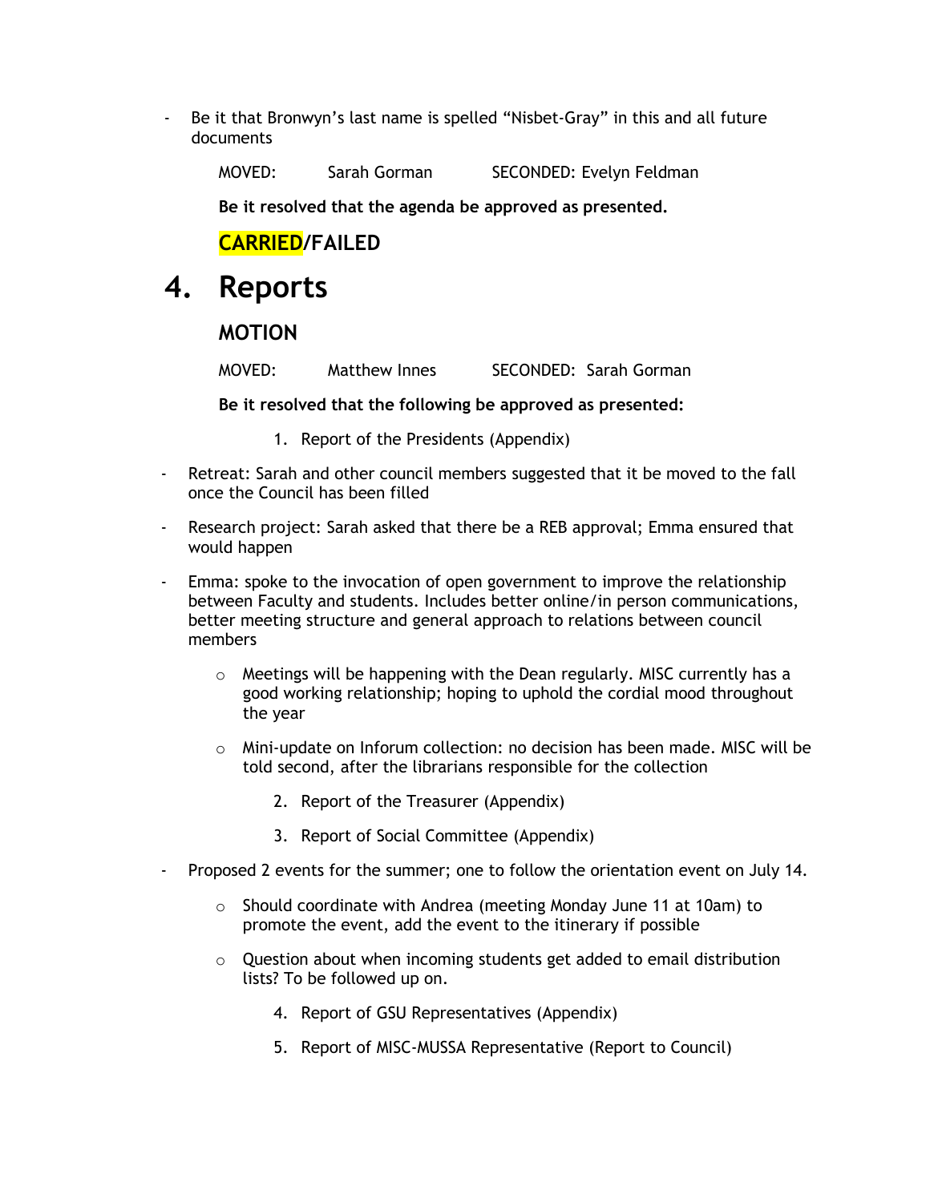- Be it that Bronwyn's last name is spelled "Nisbet-Gray" in this and all future documents

MOVED: Sarah Gorman SECONDED: Evelyn Feldman

**Be it resolved that the agenda be approved as presented.**

**CARRIED/FAILED**

# 4. Reports

### MOTION

MOVED: Matthew Innes SECONDED: Sarah Gorman

**Be it resolved that the following be approved as presented:**

1. Report of the Presidents (Appendix)

- Retreat: Sarah and other council members suggested that it be moved to the fall once the Council has been filled
- Research project: Sarah asked that there be a REB approval; Emma ensured that would happen
- Emma: spoke to the invocation of open government to improve the relationship between Faculty and students. Includes better online/in person communications, better meeting structure and general approach to relations between council members
  - Meetings will be happening with the Dean regularly. MISC currently has a good working relationship; hoping to uphold the cordial mood throughout the year
  - Mini-update on Inforum collection: no decision has been made. MISC will be told second, after the librarians responsible for the collection

2. Report of the Treasurer (Appendix)
3. Report of Social Committee (Appendix)

- Proposed 2 events for the summer; one to follow the orientation event on July 14.
  - Should coordinate with Andrea (meeting Monday June 11 at 10am) to promote the event, add the event to the itinerary if possible
  - Question about when incoming students get added to email distribution lists? To be followed up on.

4. Report of GSU Representatives (Appendix)
5. Report of MISC-MUSSA Representative (Report to Council)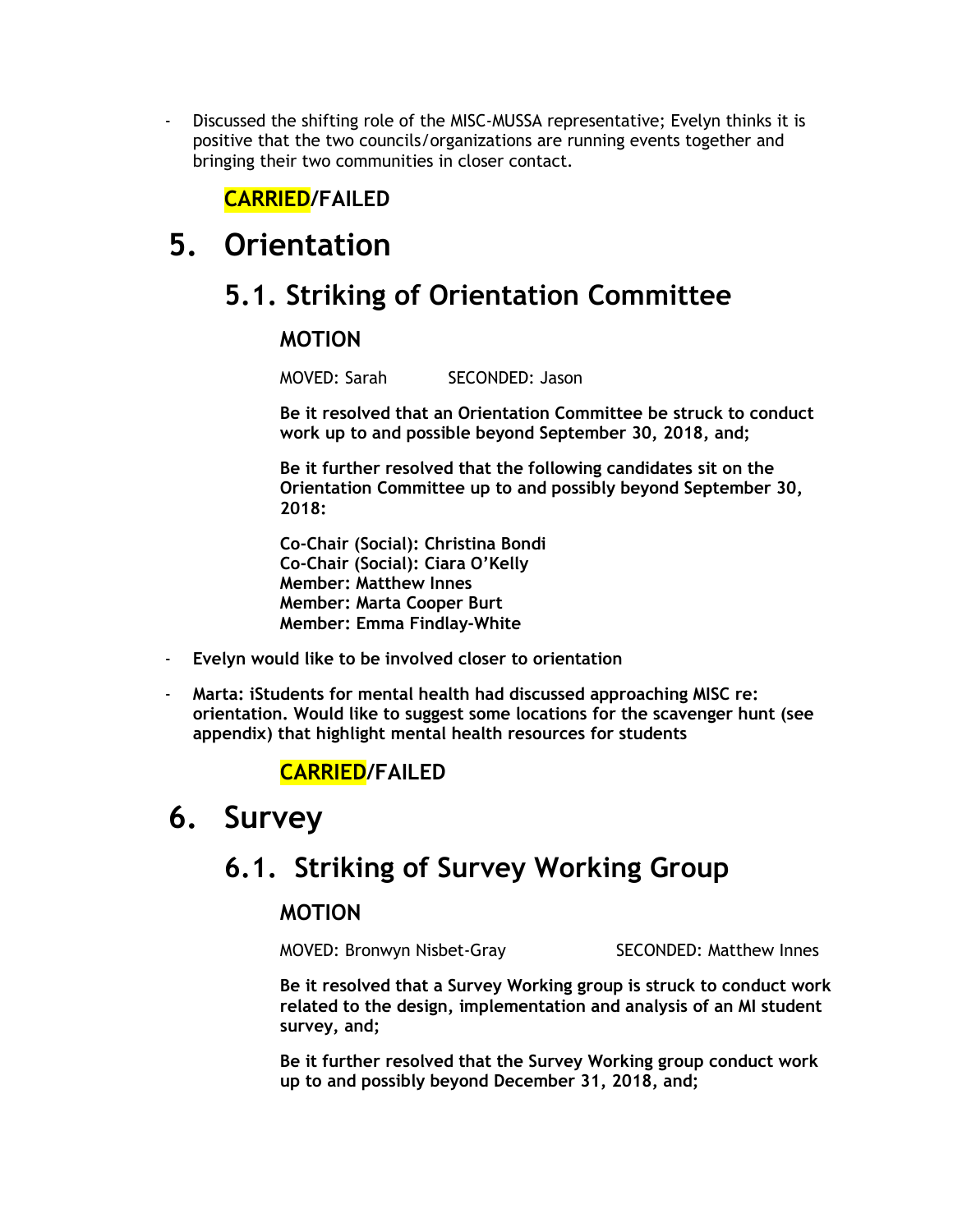- Discussed the shifting role of the MISC-MUSSA representative; Evelyn thinks it is positive that the two councils/organizations are running events together and bringing their two communities in closer contact.

**CARRIED/FAILED**

# 5. Orientation

## 5.1. Striking of Orientation Committee

### MOTION

MOVED: Sarah SECONDED: Jason

**Be it resolved that an Orientation Committee be struck to conduct work up to and possible beyond September 30, 2018, and;**

**Be it further resolved that the following candidates sit on the Orientation Committee up to and possibly beyond September 30, 2018:**

**Co-Chair (Social): Christina Bondi**
**Co-Chair (Social): Ciara O'Kelly**
**Member: Matthew Innes**
**Member: Marta Cooper Burt**
**Member: Emma Findlay-White**

- **Evelyn would like to be involved closer to orientation**
- **Marta: iStudents for mental health had discussed approaching MISC re: orientation. Would like to suggest some locations for the scavenger hunt (see appendix) that highlight mental health resources for students**

**CARRIED/FAILED**

# 6. Survey

## 6.1. Striking of Survey Working Group

### MOTION

MOVED: Bronwyn Nisbet-Gray SECONDED: Matthew Innes

**Be it resolved that a Survey Working group is struck to conduct work related to the design, implementation and analysis of an MI student survey, and;**

**Be it further resolved that the Survey Working group conduct work up to and possibly beyond December 31, 2018, and;**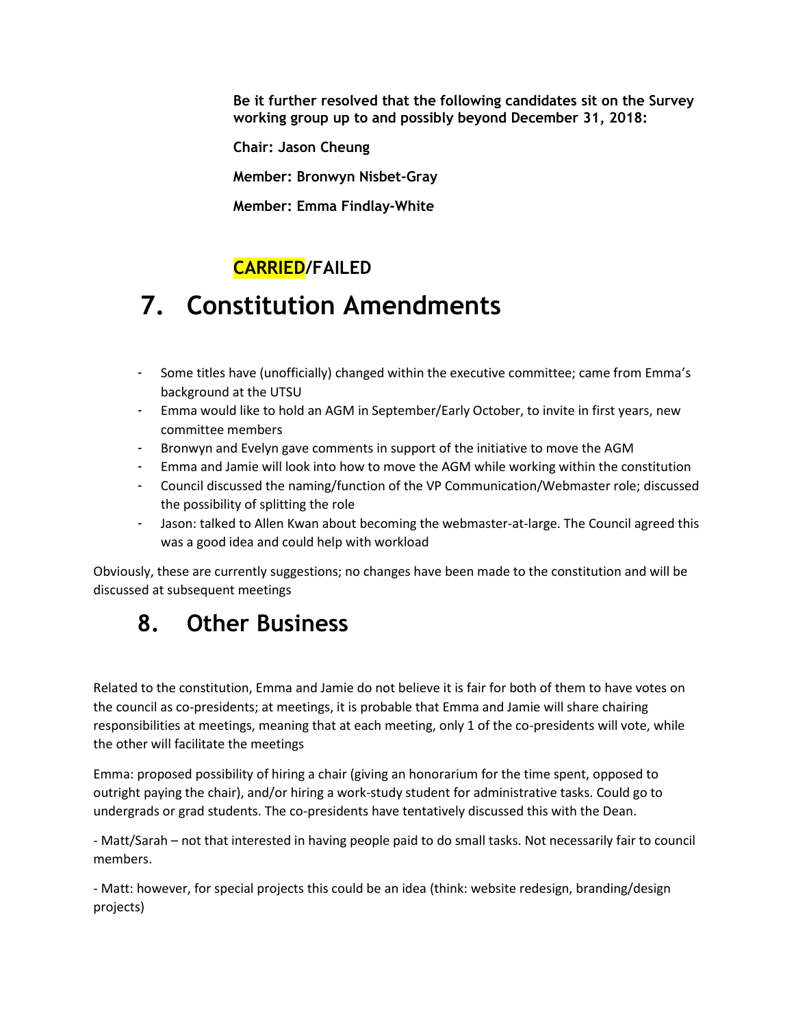**Be it further resolved that the following candidates sit on the Survey working group up to and possibly beyond December 31, 2018:**

**Chair: Jason Cheung**

**Member: Bronwyn Nisbet-Gray**

**Member: Emma Findlay-White**

**CARRIED/FAILED**

## 7. Constitution Amendments

- Some titles have (unofficially) changed within the executive committee; came from Emma's background at the UTSU
- Emma would like to hold an AGM in September/Early October, to invite in first years, new committee members
- Bronwyn and Evelyn gave comments in support of the initiative to move the AGM
- Emma and Jamie will look into how to move the AGM while working within the constitution
- Council discussed the naming/function of the VP Communication/Webmaster role; discussed the possibility of splitting the role
- Jason: talked to Allen Kwan about becoming the webmaster-at-large. The Council agreed this was a good idea and could help with workload

Obviously, these are currently suggestions; no changes have been made to the constitution and will be discussed at subsequent meetings

## 8. Other Business

Related to the constitution, Emma and Jamie do not believe it is fair for both of them to have votes on the council as co-presidents; at meetings, it is probable that Emma and Jamie will share chairing responsibilities at meetings, meaning that at each meeting, only 1 of the co-presidents will vote, while the other will facilitate the meetings

Emma: proposed possibility of hiring a chair (giving an honorarium for the time spent, opposed to outright paying the chair), and/or hiring a work-study student for administrative tasks. Could go to undergrads or grad students. The co-presidents have tentatively discussed this with the Dean.

- Matt/Sarah – not that interested in having people paid to do small tasks. Not necessarily fair to council members.

- Matt: however, for special projects this could be an idea (think: website redesign, branding/design projects)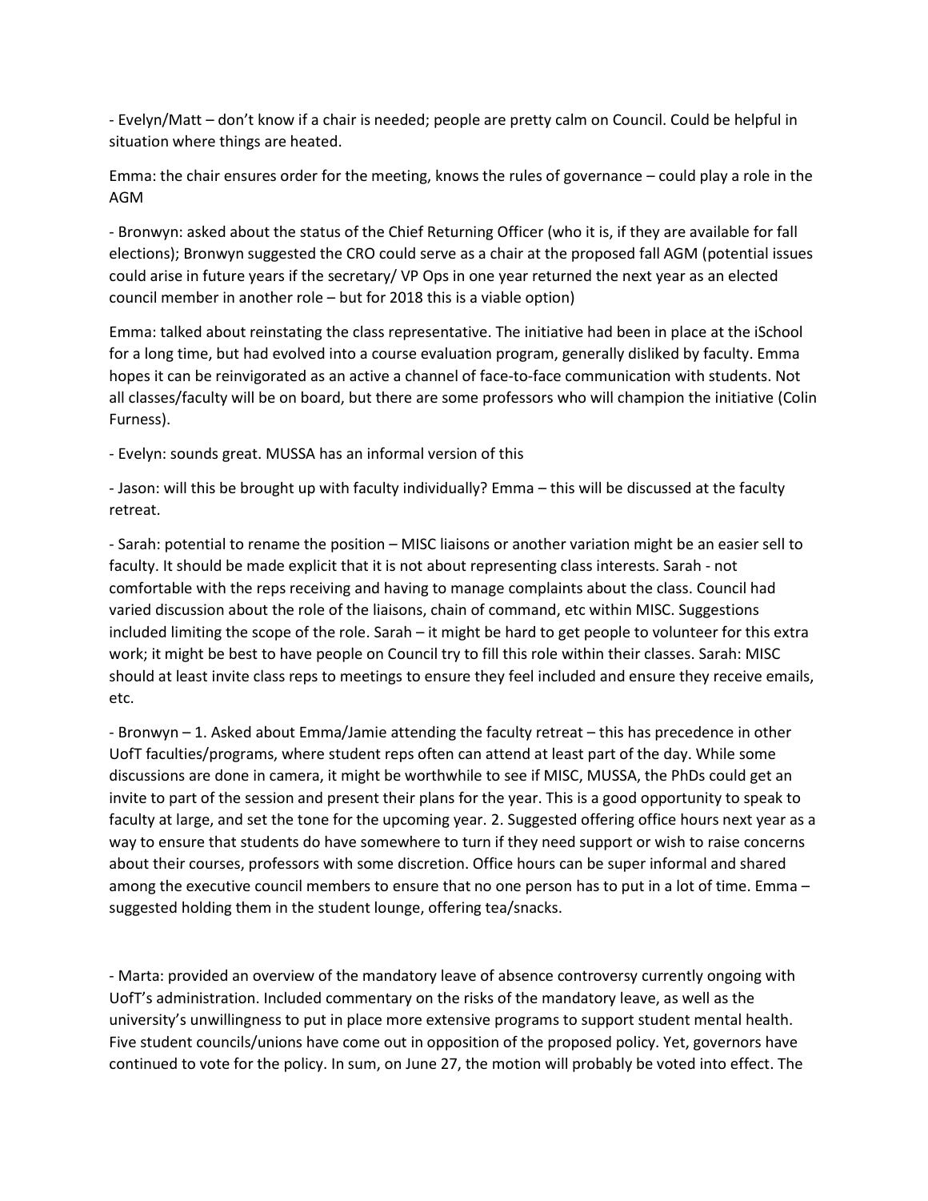- Evelyn/Matt – don't know if a chair is needed; people are pretty calm on Council. Could be helpful in situation where things are heated.

Emma: the chair ensures order for the meeting, knows the rules of governance – could play a role in the AGM

- Bronwyn: asked about the status of the Chief Returning Officer (who it is, if they are available for fall elections); Bronwyn suggested the CRO could serve as a chair at the proposed fall AGM (potential issues could arise in future years if the secretary/ VP Ops in one year returned the next year as an elected council member in another role – but for 2018 this is a viable option)

Emma: talked about reinstating the class representative. The initiative had been in place at the iSchool for a long time, but had evolved into a course evaluation program, generally disliked by faculty. Emma hopes it can be reinvigorated as an active a channel of face-to-face communication with students. Not all classes/faculty will be on board, but there are some professors who will champion the initiative (Colin Furness).

- Evelyn: sounds great. MUSSA has an informal version of this

- Jason: will this be brought up with faculty individually? Emma – this will be discussed at the faculty retreat.

- Sarah: potential to rename the position – MISC liaisons or another variation might be an easier sell to faculty. It should be made explicit that it is not about representing class interests. Sarah - not comfortable with the reps receiving and having to manage complaints about the class. Council had varied discussion about the role of the liaisons, chain of command, etc within MISC. Suggestions included limiting the scope of the role. Sarah – it might be hard to get people to volunteer for this extra work; it might be best to have people on Council try to fill this role within their classes. Sarah: MISC should at least invite class reps to meetings to ensure they feel included and ensure they receive emails, etc.

- Bronwyn – 1. Asked about Emma/Jamie attending the faculty retreat – this has precedence in other UofT faculties/programs, where student reps often can attend at least part of the day. While some discussions are done in camera, it might be worthwhile to see if MISC, MUSSA, the PhDs could get an invite to part of the session and present their plans for the year. This is a good opportunity to speak to faculty at large, and set the tone for the upcoming year. 2. Suggested offering office hours next year as a way to ensure that students do have somewhere to turn if they need support or wish to raise concerns about their courses, professors with some discretion. Office hours can be super informal and shared among the executive council members to ensure that no one person has to put in a lot of time. Emma – suggested holding them in the student lounge, offering tea/snacks.

- Marta: provided an overview of the mandatory leave of absence controversy currently ongoing with UofT's administration. Included commentary on the risks of the mandatory leave, as well as the university's unwillingness to put in place more extensive programs to support student mental health. Five student councils/unions have come out in opposition of the proposed policy. Yet, governors have continued to vote for the policy. In sum, on June 27, the motion will probably be voted into effect. The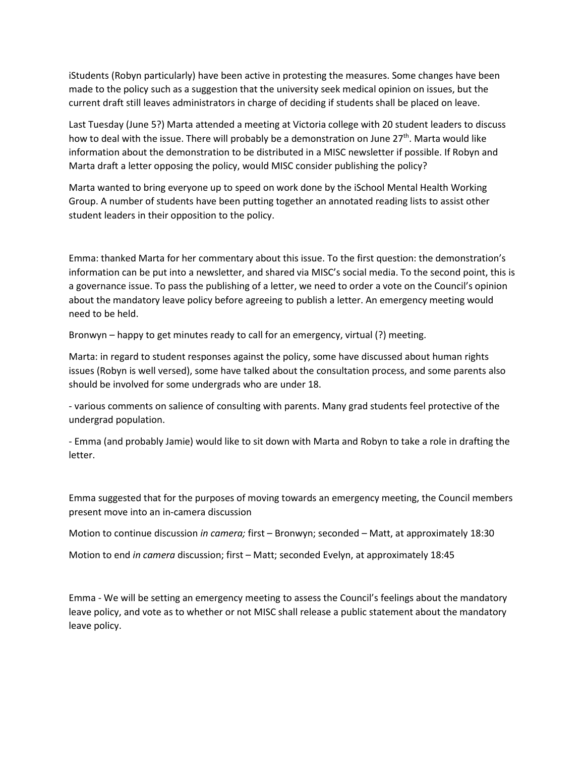iStudents (Robyn particularly) have been active in protesting the measures. Some changes have been made to the policy such as a suggestion that the university seek medical opinion on issues, but the current draft still leaves administrators in charge of deciding if students shall be placed on leave.

Last Tuesday (June 5?) Marta attended a meeting at Victoria college with 20 student leaders to discuss how to deal with the issue. There will probably be a demonstration on June 27th. Marta would like information about the demonstration to be distributed in a MISC newsletter if possible. If Robyn and Marta draft a letter opposing the policy, would MISC consider publishing the policy?

Marta wanted to bring everyone up to speed on work done by the iSchool Mental Health Working Group. A number of students have been putting together an annotated reading lists to assist other student leaders in their opposition to the policy.

Emma: thanked Marta for her commentary about this issue. To the first question: the demonstration's information can be put into a newsletter, and shared via MISC's social media. To the second point, this is a governance issue. To pass the publishing of a letter, we need to order a vote on the Council's opinion about the mandatory leave policy before agreeing to publish a letter. An emergency meeting would need to be held.

Bronwyn – happy to get minutes ready to call for an emergency, virtual (?) meeting.

Marta: in regard to student responses against the policy, some have discussed about human rights issues (Robyn is well versed), some have talked about the consultation process, and some parents also should be involved for some undergrads who are under 18.

- various comments on salience of consulting with parents. Many grad students feel protective of the undergrad population.
- Emma (and probably Jamie) would like to sit down with Marta and Robyn to take a role in drafting the letter.

Emma suggested that for the purposes of moving towards an emergency meeting, the Council members present move into an in-camera discussion

Motion to continue discussion *in camera;* first – Bronwyn; seconded – Matt, at approximately 18:30

Motion to end *in camera* discussion; first – Matt; seconded Evelyn, at approximately 18:45

Emma - We will be setting an emergency meeting to assess the Council's feelings about the mandatory leave policy, and vote as to whether or not MISC shall release a public statement about the mandatory leave policy.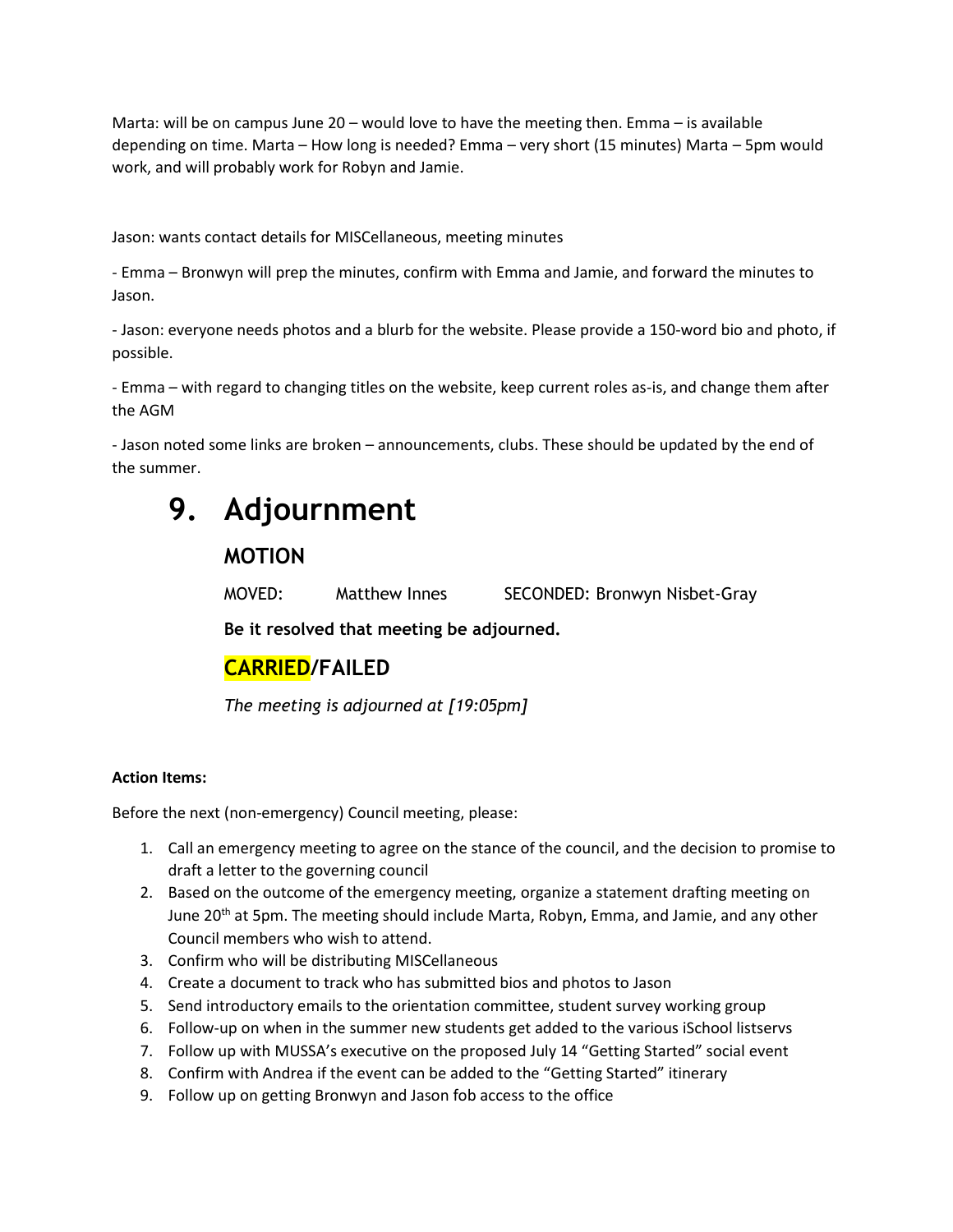Marta: will be on campus June 20 – would love to have the meeting then. Emma – is available depending on time. Marta – How long is needed? Emma – very short (15 minutes) Marta – 5pm would work, and will probably work for Robyn and Jamie.

Jason: wants contact details for MISCellaneous, meeting minutes

- Emma – Bronwyn will prep the minutes, confirm with Emma and Jamie, and forward the minutes to Jason.

- Jason: everyone needs photos and a blurb for the website. Please provide a 150-word bio and photo, if possible.

- Emma – with regard to changing titles on the website, keep current roles as-is, and change them after the AGM

- Jason noted some links are broken – announcements, clubs. These should be updated by the end of the summer.

# 9. Adjournment

### MOTION

MOVED: Matthew Innes SECONDED: Bronwyn Nisbet-Gray

**Be it resolved that meeting be adjourned.**

### CARRIED/FAILED

*The meeting is adjourned at [19:05pm]*

**Action Items:**

Before the next (non-emergency) Council meeting, please:

1. Call an emergency meeting to agree on the stance of the council, and the decision to promise to draft a letter to the governing council
2. Based on the outcome of the emergency meeting, organize a statement drafting meeting on June 20th at 5pm. The meeting should include Marta, Robyn, Emma, and Jamie, and any other Council members who wish to attend.
3. Confirm who will be distributing MISCellaneous
4. Create a document to track who has submitted bios and photos to Jason
5. Send introductory emails to the orientation committee, student survey working group
6. Follow-up on when in the summer new students get added to the various iSchool listservs
7. Follow up with MUSSA's executive on the proposed July 14 "Getting Started" social event
8. Confirm with Andrea if the event can be added to the "Getting Started" itinerary
9. Follow up on getting Bronwyn and Jason fob access to the office